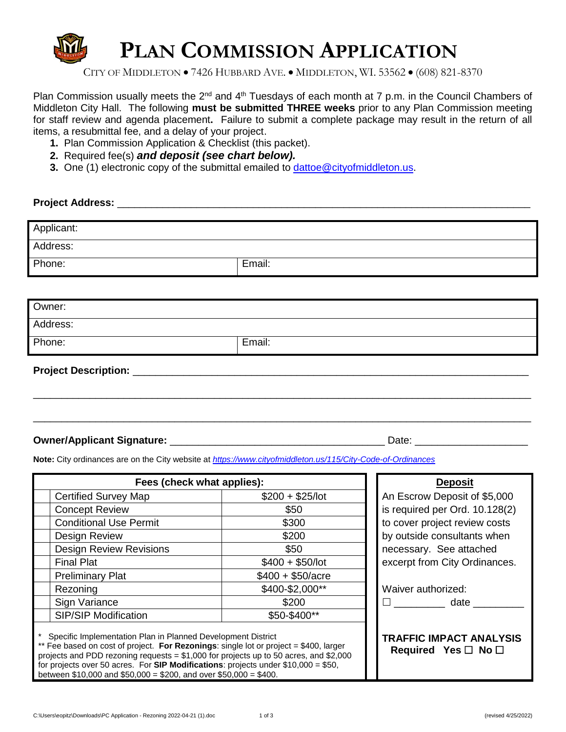# PLAN COMMISSION APPLICATION

CITY OF MIDDLETON • 7426 HUBBARD AVE. • MIDDLETON, WI. 53562 • (608) 821-8370

Plan Commission usually meets the 2nd and 4th Tuesdays of each month at 7 p.m. in the Council Chambers of Middleton City Hall. The following **must be submitted THREE weeks** prior to any Plan Commission meeting for staff review and agenda placement**.** Failure to submit a complete package may result in the return of all items, a resubmittal fee, and a delay of your project.

1. Plan Commission Application & Checklist (this packet).
2. Required fee(s) ***and deposit (see chart below).***
3. One (1) electronic copy of the submittal emailed to dattoe@cityofmiddleton.us.

**Project Address:** ___________________________________________________________

| Applicant: | |
|---|---|
| Address: | |
| Phone: | Email: |

| Owner: | |
|---|---|
| Address: | |
| Phone: | Email: |

**Project Description:** ___________________________________________________________

___________________________________________________________________________

___________________________________________________________________________

**Owner/Applicant Signature:** _______________________________ Date: _______________

**Note:** City ordinances are on the City website at *https://www.cityofmiddleton.us/115/City-Code-of-Ordinances*

| | Fees (check what applies): | |
|---|---|---|
| | Certified Survey Map | $200 + $25/lot |
| | Concept Review | $50 |
| | Conditional Use Permit | $300 |
| | Design Review | $200 |
| | Design Review Revisions | $50 |
| | Final Plat | $400 + $50/lot |
| | Preliminary Plat | $400 + $50/acre |
| | Rezoning | $400-$2,000** |
| | Sign Variance | $200 |
| | SIP/SIP Modification | $50-$400** |

\* Specific Implementation Plan in Planned Development District
\** Fee based on cost of project. **For Rezonings**: single lot or project = $400, larger projects and PDD rezoning requests = $1,000 for projects up to 50 acres, and $2,000 for projects over 50 acres. For **SIP Modifications**: projects under $10,000 = $50, between $10,000 and $50,000 = $200, and over $50,000 = $400.

**Deposit**

An Escrow Deposit of $5,000 is required per Ord. 10.128(2) to cover project review costs by outside consultants when necessary. See attached excerpt from City Ordinances.

Waiver authorized:
☐ _________ date _________

**TRAFFIC IMPACT ANALYSIS Required Yes ☐ No ☐**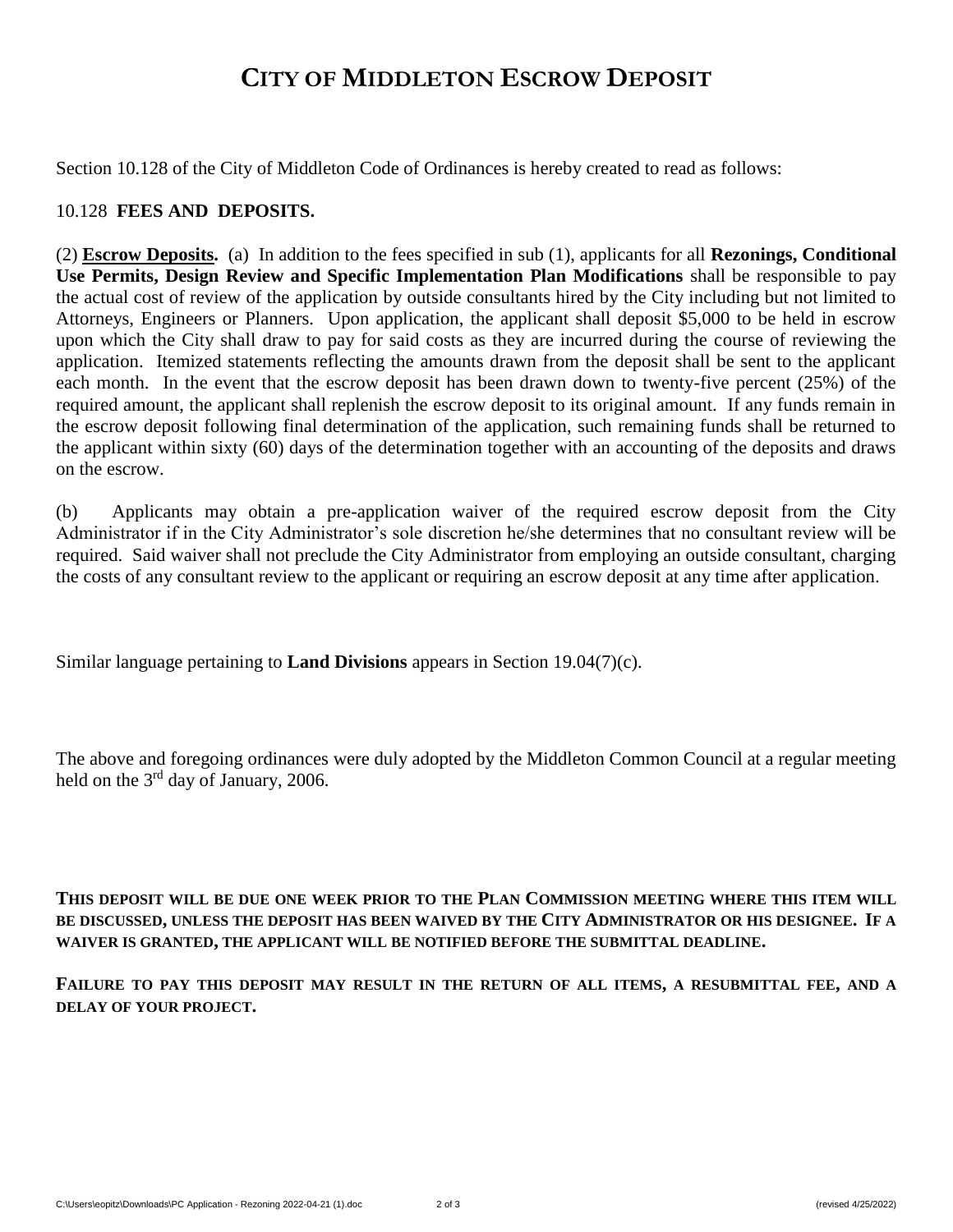# City of Middleton Escrow Deposit

Section 10.128 of the City of Middleton Code of Ordinances is hereby created to read as follows:

10.128 **FEES AND DEPOSITS.**

(2) **Escrow Deposits.** (a) In addition to the fees specified in sub (1), applicants for all **Rezonings, Conditional Use Permits, Design Review and Specific Implementation Plan Modifications** shall be responsible to pay the actual cost of review of the application by outside consultants hired by the City including but not limited to Attorneys, Engineers or Planners. Upon application, the applicant shall deposit $5,000 to be held in escrow upon which the City shall draw to pay for said costs as they are incurred during the course of reviewing the application. Itemized statements reflecting the amounts drawn from the deposit shall be sent to the applicant each month. In the event that the escrow deposit has been drawn down to twenty-five percent (25%) of the required amount, the applicant shall replenish the escrow deposit to its original amount. If any funds remain in the escrow deposit following final determination of the application, such remaining funds shall be returned to the applicant within sixty (60) days of the determination together with an accounting of the deposits and draws on the escrow.

(b) Applicants may obtain a pre-application waiver of the required escrow deposit from the City Administrator if in the City Administrator's sole discretion he/she determines that no consultant review will be required. Said waiver shall not preclude the City Administrator from employing an outside consultant, charging the costs of any consultant review to the applicant or requiring an escrow deposit at any time after application.

Similar language pertaining to **Land Divisions** appears in Section 19.04(7)(c).

The above and foregoing ordinances were duly adopted by the Middleton Common Council at a regular meeting held on the 3rd day of January, 2006.

**THIS DEPOSIT WILL BE DUE ONE WEEK PRIOR TO THE PLAN COMMISSION MEETING WHERE THIS ITEM WILL BE DISCUSSED, UNLESS THE DEPOSIT HAS BEEN WAIVED BY THE CITY ADMINISTRATOR OR HIS DESIGNEE. IF A WAIVER IS GRANTED, THE APPLICANT WILL BE NOTIFIED BEFORE THE SUBMITTAL DEADLINE.**

**FAILURE TO PAY THIS DEPOSIT MAY RESULT IN THE RETURN OF ALL ITEMS, A RESUBMITTAL FEE, AND A DELAY OF YOUR PROJECT.**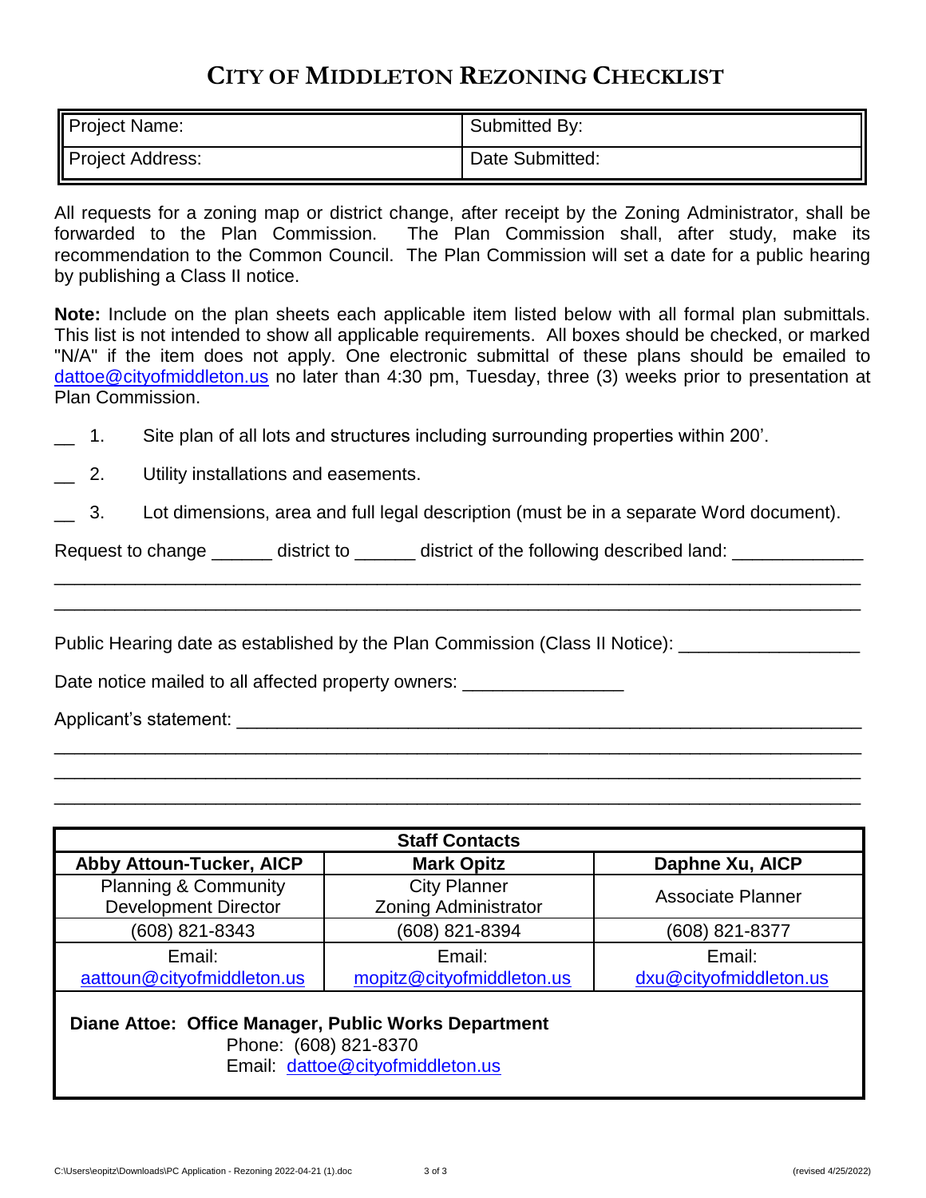# CITY OF MIDDLETON REZONING CHECKLIST

| Project Name: | Submitted By: |
| --- | --- |
| Project Address: | Date Submitted: |

All requests for a zoning map or district change, after receipt by the Zoning Administrator, shall be forwarded to the Plan Commission. The Plan Commission shall, after study, make its recommendation to the Common Council. The Plan Commission will set a date for a public hearing by publishing a Class II notice.

**Note:** Include on the plan sheets each applicable item listed below with all formal plan submittals. This list is not intended to show all applicable requirements. All boxes should be checked, or marked "N/A" if the item does not apply. One electronic submittal of these plans should be emailed to dattoe@cityofmiddleton.us no later than 4:30 pm, Tuesday, three (3) weeks prior to presentation at Plan Commission.

__ 1. Site plan of all lots and structures including surrounding properties within 200'.

__ 2. Utility installations and easements.

__ 3. Lot dimensions, area and full legal description (must be in a separate Word document).

Request to change ______ district to ______ district of the following described land: _____________

_______________________________________________________________________________

_______________________________________________________________________________

Public Hearing date as established by the Plan Commission (Class II Notice): __________________

Date notice mailed to all affected property owners: ________________

Applicant's statement: _________________________________________________________________

_______________________________________________________________________________

_______________________________________________________________________________

_______________________________________________________________________________

| Staff Contacts | | |
| --- | --- | --- |
| **Abby Attoun-Tucker, AICP** | **Mark Opitz** | **Daphne Xu, AICP** |
| Planning & Community Development Director | City Planner Zoning Administrator | Associate Planner |
| (608) 821-8343 | (608) 821-8394 | (608) 821-8377 |
| Email: aattoun@cityofmiddleton.us | Email: mopitz@cityofmiddleton.us | Email: dxu@cityofmiddleton.us |

**Diane Attoe: Office Manager, Public Works Department**
Phone: (608) 821-8370
Email: dattoe@cityofmiddleton.us

C:\Users\eopitz\Downloads\PC Application - Rezoning 2022-04-21 (1).doc (revised 4/25/2022)